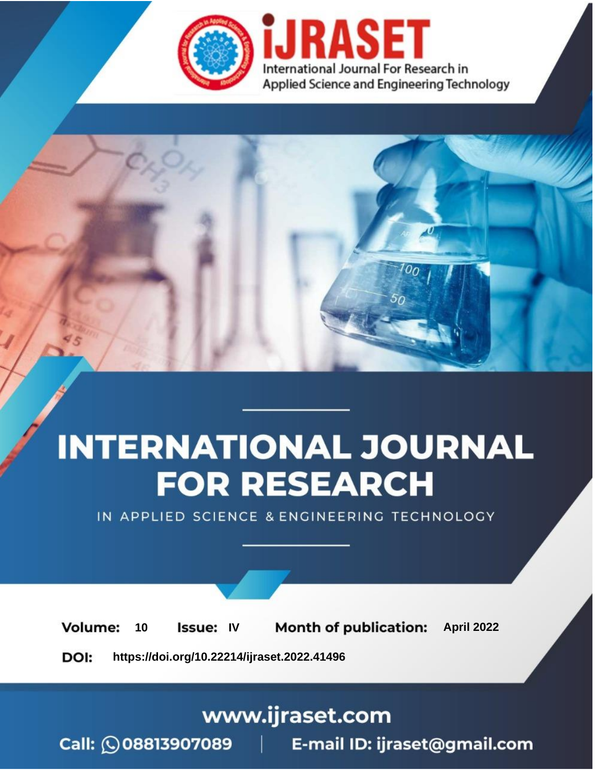International Journal For Research in Applied Science and Engineering Technology

# INTERNATIONAL JOURNAL FOR RESEARCH

IN APPLIED SCIENCE & ENGINEERING TECHNOLOGY

**Volume:** 10 **Issue:** IV **Month of publication:** April 2022

**DOI:** https://doi.org/10.22214/ijraset.2022.41496

www.ijraset.com

Call: 08813907089 | E-mail ID: ijraset@gmail.com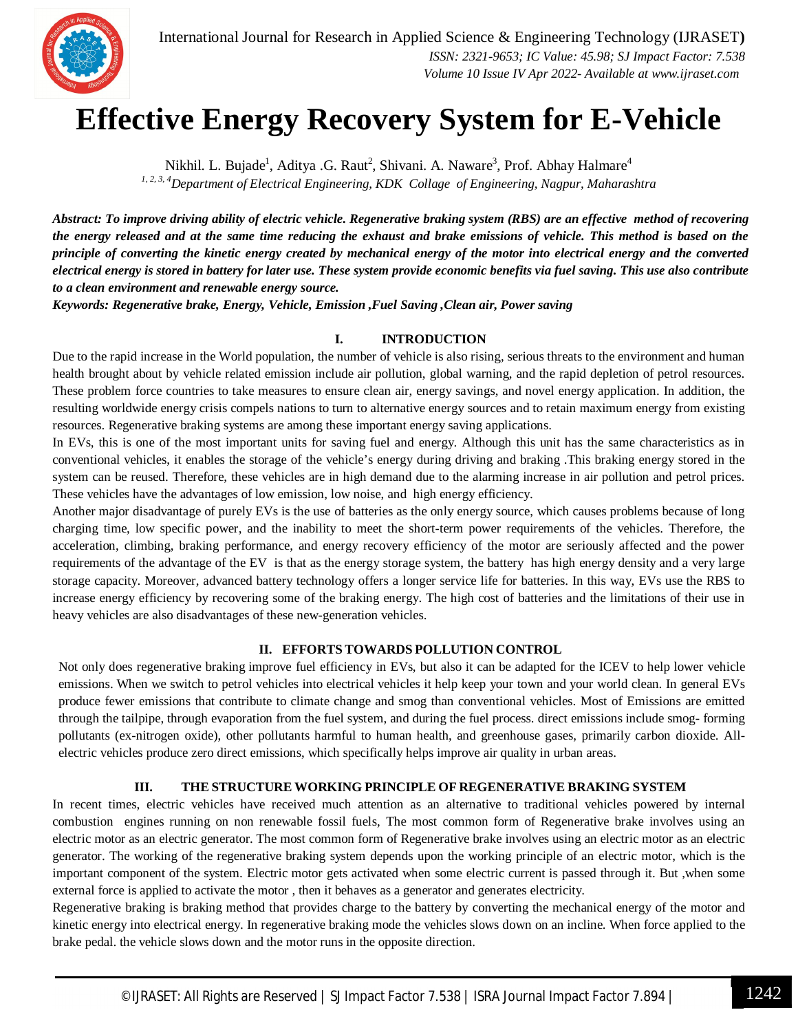# Effective Energy Recovery System for E-Vehicle

Nikhil. L. Bujade[1], Aditya .G. Raut[2], Shivani. A. Naware[3], Prof. Abhay Halmare[4]

[1, 2, 3, 4]*Department of Electrical Engineering, KDK Collage of Engineering, Nagpur, Maharashtra*

***Abstract:** To improve driving ability of electric vehicle. Regenerative braking system (RBS) are an effective method of recovering the energy released and at the same time reducing the exhaust and brake emissions of vehicle. This method is based on the principle of converting the kinetic energy created by mechanical energy of the motor into electrical energy and the converted electrical energy is stored in battery for later use. These system provide economic benefits via fuel saving. This use also contribute to a clean environment and renewable energy source.*

***Keywords:** Regenerative brake, Energy, Vehicle, Emission ,Fuel Saving ,Clean air, Power saving*

## I. INTRODUCTION

Due to the rapid increase in the World population, the number of vehicle is also rising, serious threats to the environment and human health brought about by vehicle related emission include air pollution, global warning, and the rapid depletion of petrol resources. These problem force countries to take measures to ensure clean air, energy savings, and novel energy application. In addition, the resulting worldwide energy crisis compels nations to turn to alternative energy sources and to retain maximum energy from existing resources. Regenerative braking systems are among these important energy saving applications.

In EVs, this is one of the most important units for saving fuel and energy. Although this unit has the same characteristics as in conventional vehicles, it enables the storage of the vehicle's energy during driving and braking .This braking energy stored in the system can be reused. Therefore, these vehicles are in high demand due to the alarming increase in air pollution and petrol prices. These vehicles have the advantages of low emission, low noise, and high energy efficiency.

Another major disadvantage of purely EVs is the use of batteries as the only energy source, which causes problems because of long charging time, low specific power, and the inability to meet the short-term power requirements of the vehicles. Therefore, the acceleration, climbing, braking performance, and energy recovery efficiency of the motor are seriously affected and the power requirements of the advantage of the EV is that as the energy storage system, the battery has high energy density and a very large storage capacity. Moreover, advanced battery technology offers a longer service life for batteries. In this way, EVs use the RBS to increase energy efficiency by recovering some of the braking energy. The high cost of batteries and the limitations of their use in heavy vehicles are also disadvantages of these new-generation vehicles.

## II. EFFORTS TOWARDS POLLUTION CONTROL

Not only does regenerative braking improve fuel efficiency in EVs, but also it can be adapted for the ICEV to help lower vehicle emissions. When we switch to petrol vehicles into electrical vehicles it help keep your town and your world clean. In general EVs produce fewer emissions that contribute to climate change and smog than conventional vehicles. Most of Emissions are emitted through the tailpipe, through evaporation from the fuel system, and during the fuel process. direct emissions include smog- forming pollutants (ex-nitrogen oxide), other pollutants harmful to human health, and greenhouse gases, primarily carbon dioxide. All-electric vehicles produce zero direct emissions, which specifically helps improve air quality in urban areas.

## III. THE STRUCTURE WORKING PRINCIPLE OF REGENERATIVE BRAKING SYSTEM

In recent times, electric vehicles have received much attention as an alternative to traditional vehicles powered by internal combustion engines running on non renewable fossil fuels, The most common form of Regenerative brake involves using an electric motor as an electric generator. The most common form of Regenerative brake involves using an electric motor as an electric generator. The working of the regenerative braking system depends upon the working principle of an electric motor, which is the important component of the system. Electric motor gets activated when some electric current is passed through it. But ,when some external force is applied to activate the motor , then it behaves as a generator and generates electricity.

Regenerative braking is braking method that provides charge to the battery by converting the mechanical energy of the motor and kinetic energy into electrical energy. In regenerative braking mode the vehicles slows down on an incline. When force applied to the brake pedal. the vehicle slows down and the motor runs in the opposite direction.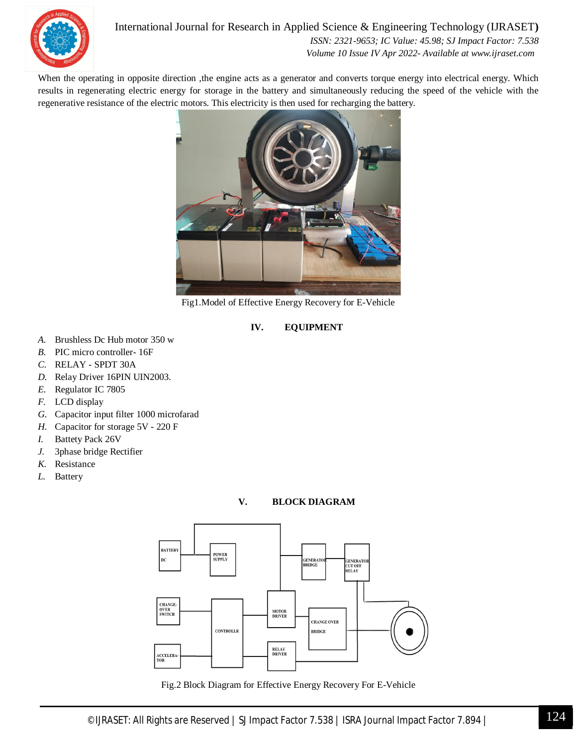When the operating in opposite direction ,the engine acts as a generator and converts torque energy into electrical energy. Which results in regenerating electric energy for storage in the battery and simultaneously reducing the speed of the vehicle with the regenerative resistance of the electric motors. This electricity is then used for recharging the battery.

Fig1.Model of Effective Energy Recovery for E-Vehicle

## IV. EQUIPMENT

*A.* Brushless Dc Hub motor 350 w
*B.* PIC micro controller- 16F
*C.* RELAY - SPDT 30A
*D.* Relay Driver 16PIN UIN2003.
*E.* Regulator IC 7805
*F.* LCD display
*G.* Capacitor input filter 1000 microfarad
*H.* Capacitor for storage 5V - 220 F
*I.* Battety Pack 26V
*J.* 3phase bridge Rectifier
*K.* Resistance
*L.* Battery

## V. BLOCK DIAGRAM

Fig.2 Block Diagram for Effective Energy Recovery For E-Vehicle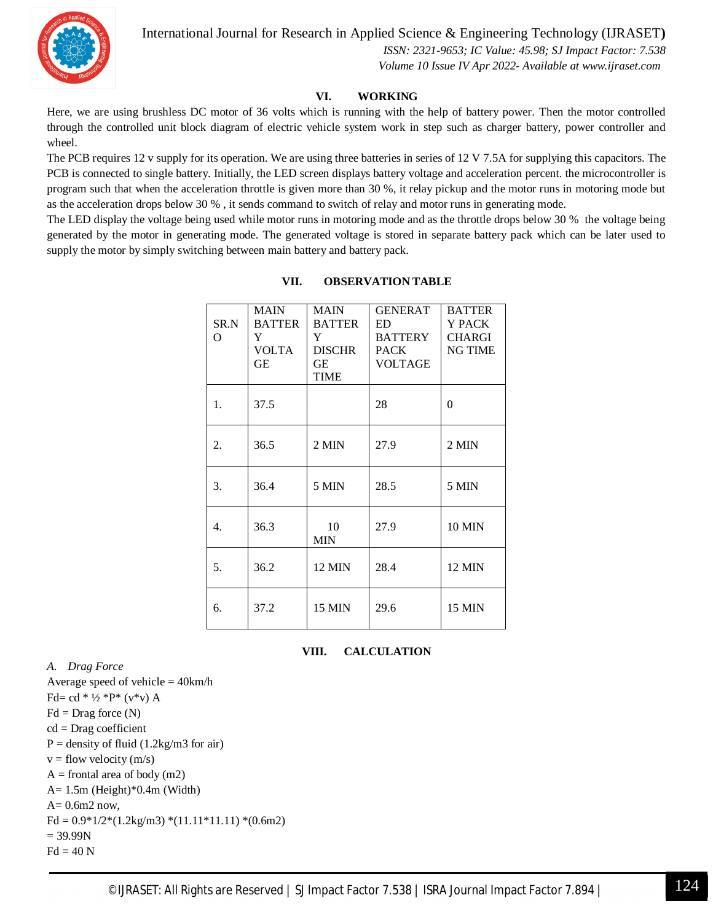## VI. WORKING

Here, we are using brushless DC motor of 36 volts which is running with the help of battery power. Then the motor controlled through the controlled unit block diagram of electric vehicle system work in step such as charger battery, power controller and wheel.

The PCB requires 12 v supply for its operation. We are using three batteries in series of 12 V 7.5A for supplying this capacitors. The PCB is connected to single battery. Initially, the LED screen displays battery voltage and acceleration percent. the microcontroller is program such that when the acceleration throttle is given more than 30 %, it relay pickup and the motor runs in motoring mode but as the acceleration drops below 30 % , it sends command to switch of relay and motor runs in generating mode.

The LED display the voltage being used while motor runs in motoring mode and as the throttle drops below 30 % the voltage being generated by the motor in generating mode. The generated voltage is stored in separate battery pack which can be later used to supply the motor by simply switching between main battery and battery pack.

## VII. OBSERVATION TABLE

| SR.NO | MAIN BATTERY VOLTAGE | MAIN BATTERY DISCHRGE TIME | GENERATED BATTERY PACK VOLTAGE | BATTERY PACK CHARGING TIME |
|---|---|---|---|---|
| 1. | 37.5 | | 28 | 0 |
| 2. | 36.5 | 2 MIN | 27.9 | 2 MIN |
| 3. | 36.4 | 5 MIN | 28.5 | 5 MIN |
| 4. | 36.3 | 10 MIN | 27.9 | 10 MIN |
| 5. | 36.2 | 12 MIN | 28.4 | 12 MIN |
| 6. | 37.2 | 15 MIN | 29.6 | 15 MIN |

## VIII. CALCULATION

### *A. Drag Force*

Average speed of vehicle = 40km/h

$F_d = c_d * ½ * P * (v*v) A$

$F_d$ = Drag force (N)

$c_d$ = Drag coefficient

P = density of fluid (1.2kg/m3 for air)

v = flow velocity (m/s)

A = frontal area of body (m2)

A= 1.5m (Height)*0.4m (Width)

A= 0.6m2 now,

$F_d = 0.9*1/2*(1.2kg/m^3) *(11.11*11.11) *(0.6m^2)$

= 39.99N

$F_d$ = 40 N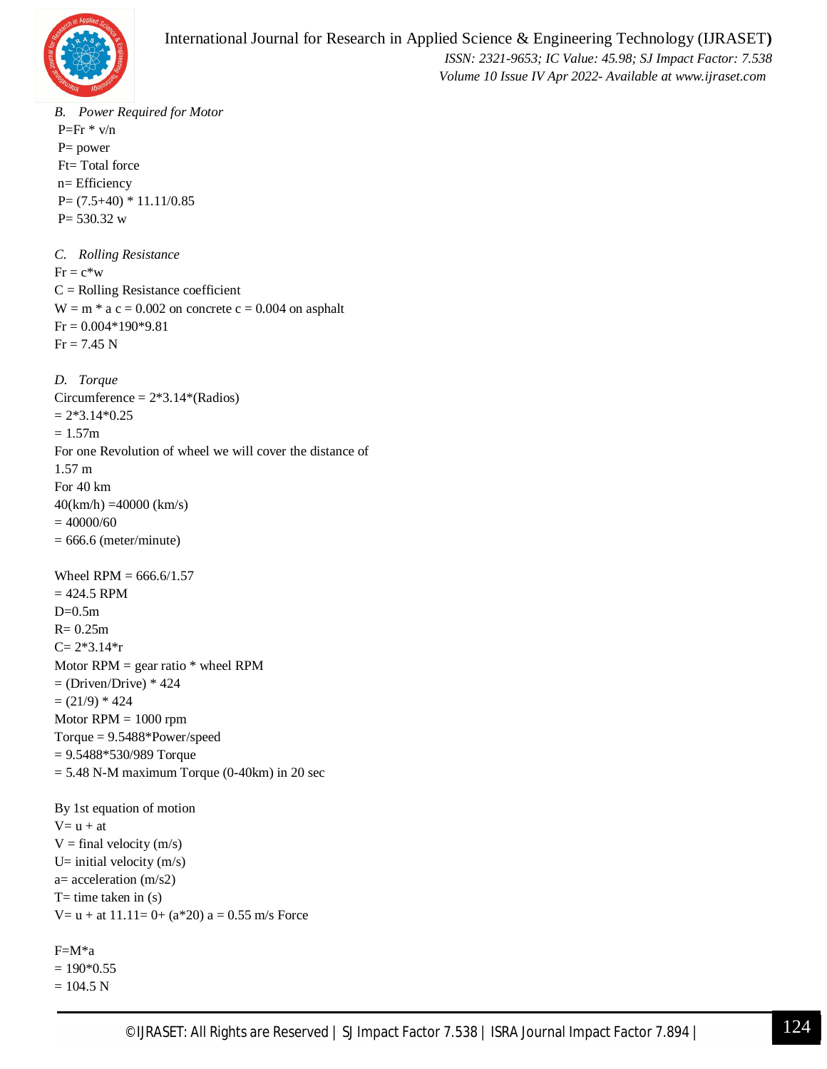### *B. Power Required for Motor*

$P=Fr * v/n$

P= power

Ft= Total force

n= Efficiency

$P= (7.5+40) * 11.11/0.85$

P= 530.32 w

### *C. Rolling Resistance*

$Fr = c*w$

C = Rolling Resistance coefficient

W = m * a c = 0.002 on concrete c = 0.004 on asphalt

$Fr = 0.004*190*9.81$

Fr = 7.45 N

### *D. Torque*

Circumference = 2*3.14*(Radios)

= 2*3.14*0.25

= 1.57m

For one Revolution of wheel we will cover the distance of 1.57 m

For 40 km

40(km/h) =40000 (km/s)

= 40000/60

= 666.6 (meter/minute)

Wheel RPM = 666.6/1.57

= 424.5 RPM

D=0.5m

R= 0.25m

C= 2*3.14*r

Motor RPM = gear ratio * wheel RPM

= (Driven/Drive) * 424

= (21/9) * 424

Motor RPM = 1000 rpm

Torque = 9.5488*Power/speed

= 9.5488*530/989 Torque

= 5.48 N-M maximum Torque (0-40km) in 20 sec

By 1st equation of motion

$V= u + at$

V = final velocity (m/s)

U= initial velocity (m/s)

a= acceleration (m/s2)

T= time taken in (s)

V= u + at 11.11= 0+ (a*20) a = 0.55 m/s Force

$F=M*a$

= 190*0.55

= 104.5 N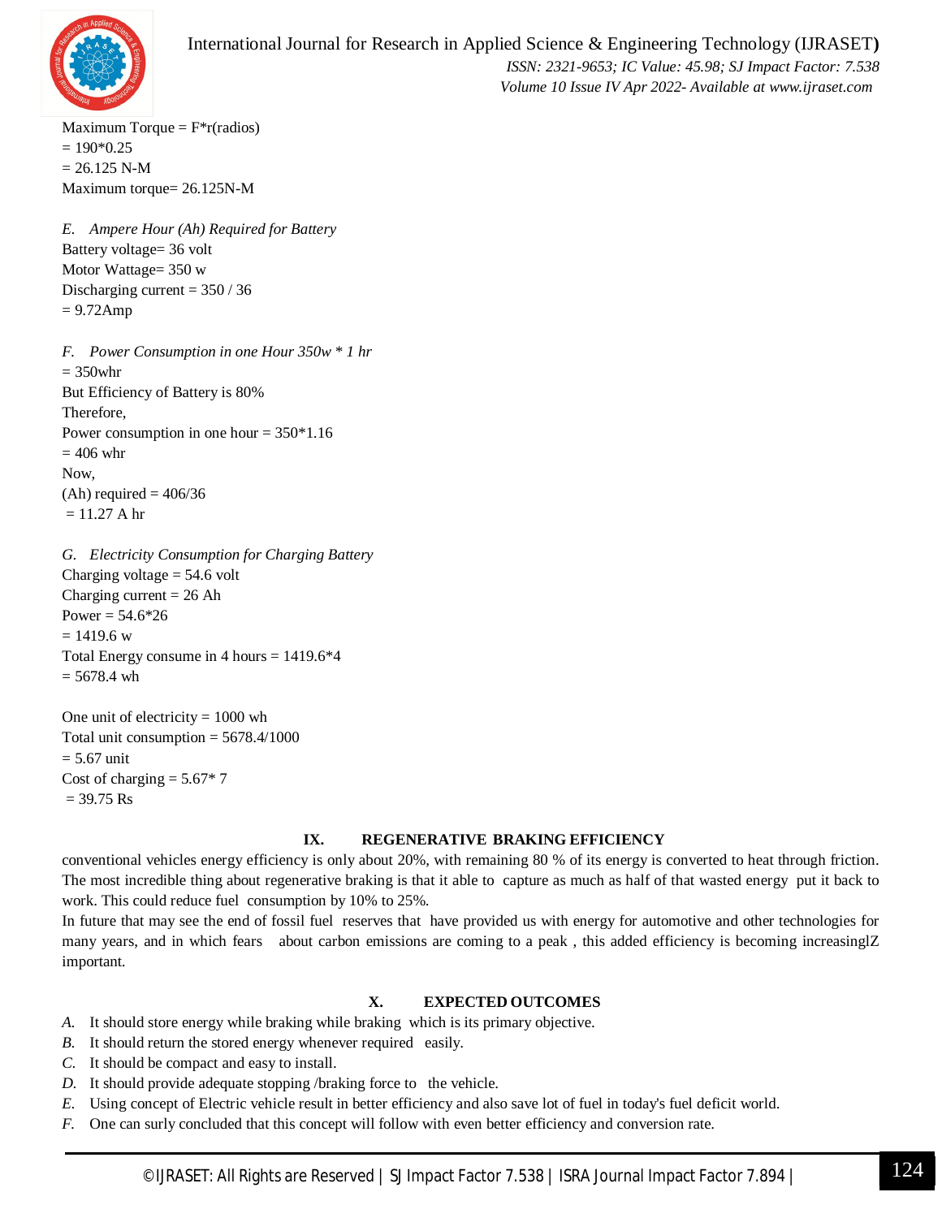Maximum Torque = F*r(radios)

= 190*0.25

= 26.125 N-M

Maximum torque= 26.125N-M

### *E. Ampere Hour (Ah) Required for Battery*

Battery voltage= 36 volt

Motor Wattage= 350 w

Discharging current = 350 / 36

= 9.72Amp

### *F. Power Consumption in one Hour 350w * 1 hr*

= 350whr

But Efficiency of Battery is 80%

Therefore,

Power consumption in one hour = 350*1.16

= 406 whr

Now,

(Ah) required = 406/36

= 11.27 A hr

### *G. Electricity Consumption for Charging Battery*

Charging voltage = 54.6 volt

Charging current = 26 Ah

Power = 54.6*26

= 1419.6 w

Total Energy consume in 4 hours = 1419.6*4

= 5678.4 wh

One unit of electricity = 1000 wh

Total unit consumption = 5678.4/1000

= 5.67 unit

Cost of charging = 5.67* 7

= 39.75 Rs

## IX. REGENERATIVE BRAKING EFFICIENCY

conventional vehicles energy efficiency is only about 20%, with remaining 80 % of its energy is converted to heat through friction. The most incredible thing about regenerative braking is that it able to capture as much as half of that wasted energy put it back to work. This could reduce fuel consumption by 10% to 25%.

In future that may see the end of fossil fuel reserves that have provided us with energy for automotive and other technologies for many years, and in which fears about carbon emissions are coming to a peak , this added efficiency is becoming increasinglZ important.

## X. EXPECTED OUTCOMES

*A.* It should store energy while braking while braking which is its primary objective.

*B.* It should return the stored energy whenever required easily.

*C.* It should be compact and easy to install.

*D.* It should provide adequate stopping /braking force to the vehicle.

*E.* Using concept of Electric vehicle result in better efficiency and also save lot of fuel in today's fuel deficit world.

*F.* One can surly concluded that this concept will follow with even better efficiency and conversion rate.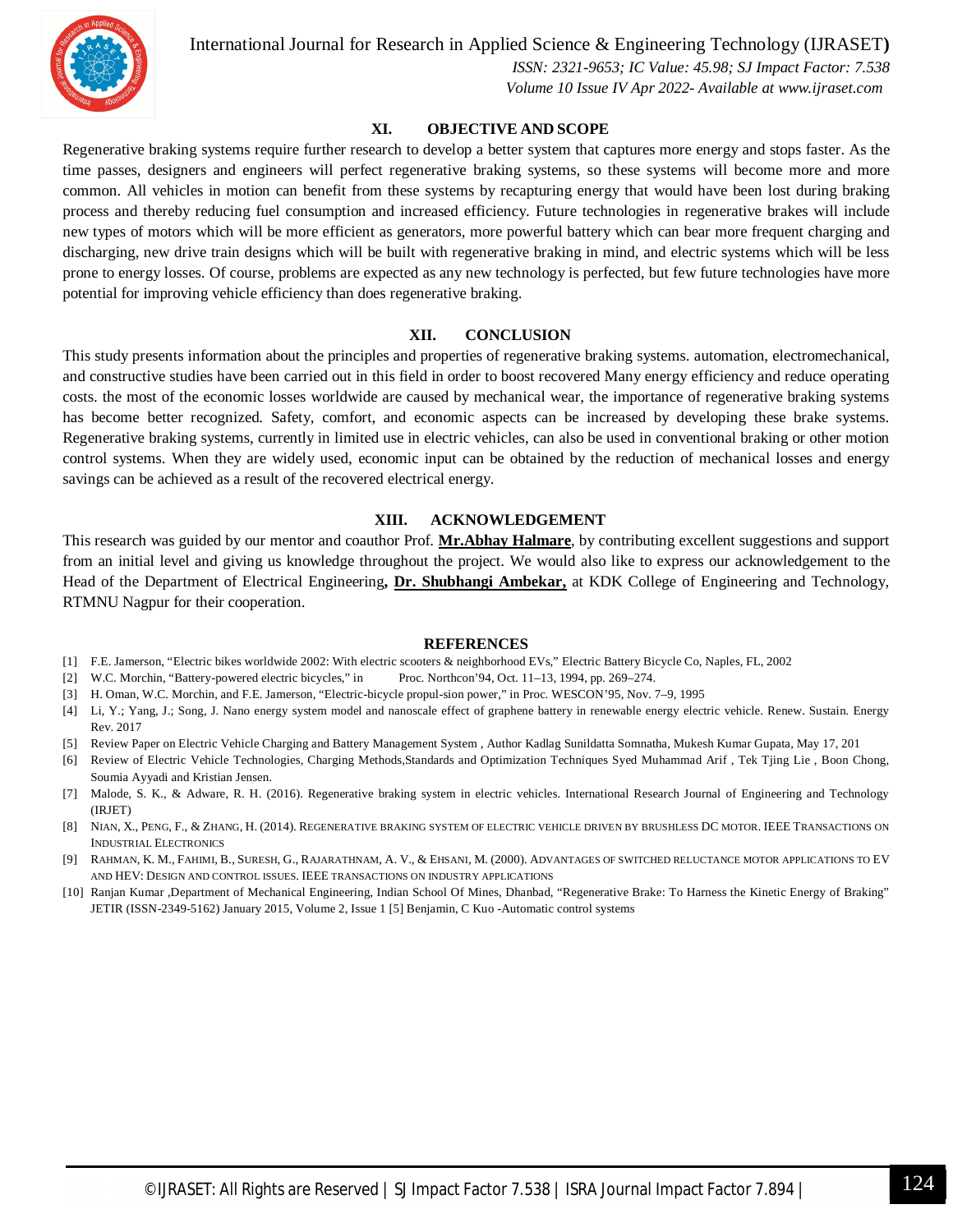## XI. OBJECTIVE AND SCOPE

Regenerative braking systems require further research to develop a better system that captures more energy and stops faster. As the time passes, designers and engineers will perfect regenerative braking systems, so these systems will become more and more common. All vehicles in motion can benefit from these systems by recapturing energy that would have been lost during braking process and thereby reducing fuel consumption and increased efficiency. Future technologies in regenerative brakes will include new types of motors which will be more efficient as generators, more powerful battery which can bear more frequent charging and discharging, new drive train designs which will be built with regenerative braking in mind, and electric systems which will be less prone to energy losses. Of course, problems are expected as any new technology is perfected, but few future technologies have more potential for improving vehicle efficiency than does regenerative braking.

## XII. CONCLUSION

This study presents information about the principles and properties of regenerative braking systems. automation, electromechanical, and constructive studies have been carried out in this field in order to boost recovered Many energy efficiency and reduce operating costs. the most of the economic losses worldwide are caused by mechanical wear, the importance of regenerative braking systems has become better recognized. Safety, comfort, and economic aspects can be increased by developing these brake systems. Regenerative braking systems, currently in limited use in electric vehicles, can also be used in conventional braking or other motion control systems. When they are widely used, economic input can be obtained by the reduction of mechanical losses and energy savings can be achieved as a result of the recovered electrical energy.

## XIII. ACKNOWLEDGEMENT

This research was guided by our mentor and coauthor Prof. **Mr.Abhay Halmare**, by contributing excellent suggestions and support from an initial level and giving us knowledge throughout the project. We would also like to express our acknowledgement to the Head of the Department of Electrical Engineering**, Dr. Shubhangi Ambekar,** at KDK College of Engineering and Technology, RTMNU Nagpur for their cooperation.

## REFERENCES

[1] F.E. Jamerson, "Electric bikes worldwide 2002: With electric scooters & neighborhood EVs," Electric Battery Bicycle Co, Naples, FL, 2002

[2] W.C. Morchin, "Battery-powered electric bicycles," in Proc. Northcon'94, Oct. 11–13, 1994, pp. 269–274.

[3] H. Oman, W.C. Morchin, and F.E. Jamerson, "Electric-bicycle propul-sion power," in Proc. WESCON'95, Nov. 7–9, 1995

[4] Li, Y.; Yang, J.; Song, J. Nano energy system model and nanoscale effect of graphene battery in renewable energy electric vehicle. Renew. Sustain. Energy Rev. 2017

[5] Review Paper on Electric Vehicle Charging and Battery Management System , Author Kadlag Sunildatta Somnatha, Mukesh Kumar Gupata, May 17, 201

[6] Review of Electric Vehicle Technologies, Charging Methods,Standards and Optimization Techniques Syed Muhammad Arif , Tek Tjing Lie , Boon Chong, Soumia Ayyadi and Kristian Jensen.

[7] Malode, S. K., & Adware, R. H. (2016). Regenerative braking system in electric vehicles. International Research Journal of Engineering and Technology (IRJET)

[8] Nian, X., Peng, F., & Zhang, H. (2014). Regenerative braking system of electric vehicle driven by brushless DC motor. IEEE Transactions on Industrial Electronics

[9] Rahman, K. M., Fahimi, B., Suresh, G., Rajarathnam, A. V., & Ehsani, M. (2000). Advantages of switched reluctance motor applications to EV and HEV: Design and control issues. IEEE transactions on industry applications

[10] Ranjan Kumar ,Department of Mechanical Engineering, Indian School Of Mines, Dhanbad, "Regenerative Brake: To Harness the Kinetic Energy of Braking" JETIR (ISSN-2349-5162) January 2015, Volume 2, Issue 1 [5] Benjamin, C Kuo -Automatic control systems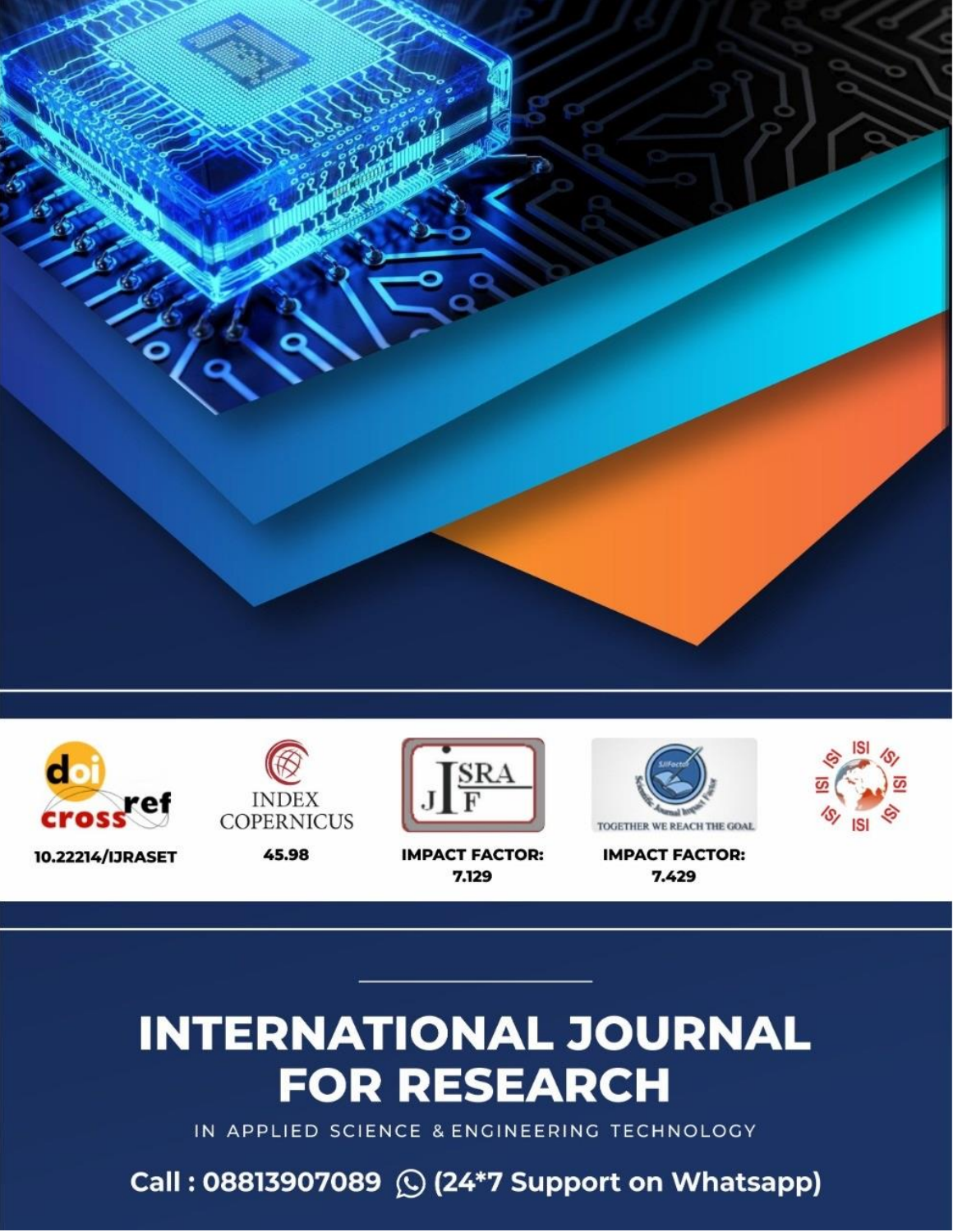10.22214/IJRASET

45.98

IMPACT FACTOR: 7.129

IMPACT FACTOR: 7.429

# INTERNATIONAL JOURNAL FOR RESEARCH

IN APPLIED SCIENCE & ENGINEERING TECHNOLOGY

Call : 08813907089 (24*7 Support on Whatsapp)